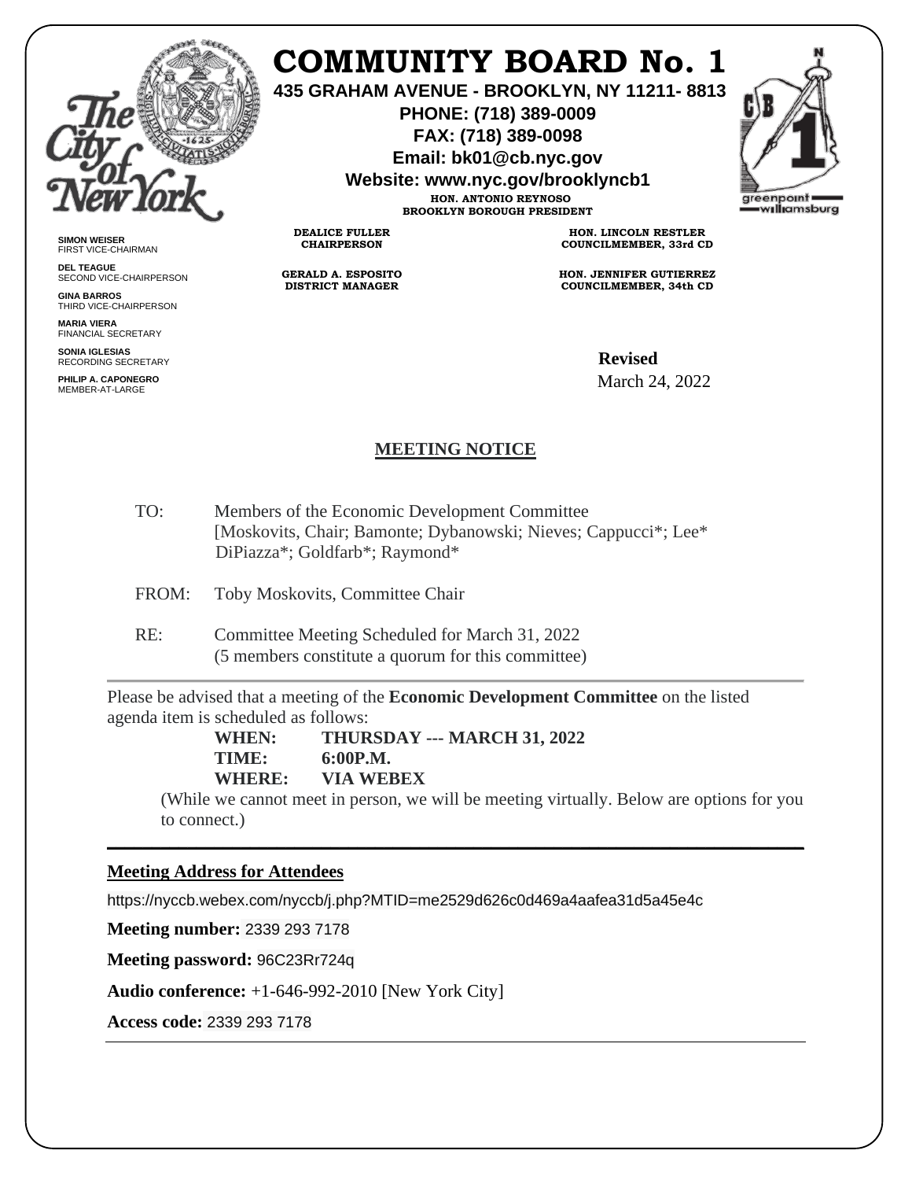# COMMUNITY BOARD No. 1

**435 GRAHAM AVENUE - BROOKLYN, NY 11211- 8813**
**PHONE: (718) 389-0009**
**FAX: (718) 389-0098**
**Email: bk01@cb.nyc.gov**
**Website: www.nyc.gov/brooklyncb1**

**HON. ANTONIO REYNOSO**
**BROOKLYN BOROUGH PRESIDENT**

**DEALICE FULLER**
**CHAIRPERSON**

**GERALD A. ESPOSITO**
**DISTRICT MANAGER**

**HON. LINCOLN RESTLER**
**COUNCILMEMBER, 33rd CD**

**HON. JENNIFER GUTIERREZ**
**COUNCILMEMBER, 34th CD**

**SIMON WEISER**
FIRST VICE-CHAIRMAN

**DEL TEAGUE**
SECOND VICE-CHAIRPERSON

**GINA BARROS**
THIRD VICE-CHAIRPERSON

**MARIA VIERA**
FINANCIAL SECRETARY

**SONIA IGLESIAS**
RECORDING SECRETARY

**PHILIP A. CAPONEGRO**
MEMBER-AT-LARGE

**Revised**
March 24, 2022

## MEETING NOTICE

TO: Members of the Economic Development Committee
[Moskovits, Chair; Bamonte; Dybanowski; Nieves; Cappucci*; Lee* DiPiazza*; Goldfarb*; Raymond*

FROM: Toby Moskovits, Committee Chair

RE: Committee Meeting Scheduled for March 31, 2022
(5 members constitute a quorum for this committee)

---

Please be advised that a meeting of the **Economic Development Committee** on the listed agenda item is scheduled as follows:

**WHEN: THURSDAY --- MARCH 31, 2022**
**TIME: 6:00P.M.**
**WHERE: VIA WEBEX**

(While we cannot meet in person, we will be meeting virtually. Below are options for you to connect.)

---

**Meeting Address for Attendees**

https://nyccb.webex.com/nyccb/j.php?MTID=me2529d626c0d469a4aafea31d5a45e4c

**Meeting number:** 2339 293 7178

**Meeting password:** 96C23Rr724q

**Audio conference:** +1-646-992-2010 [New York City]

**Access code:** 2339 293 7178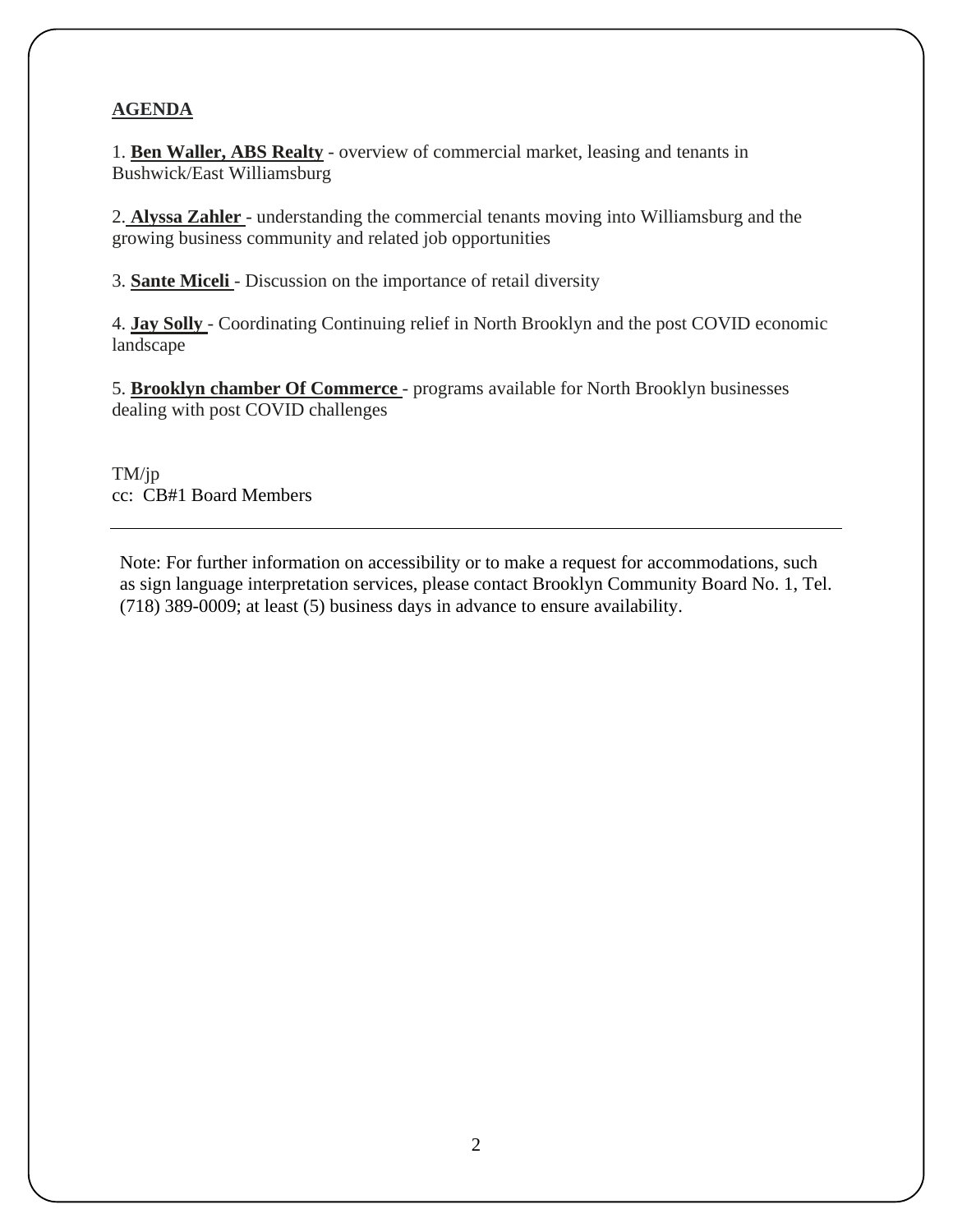**AGENDA**

1. **Ben Waller, ABS Realty** - overview of commercial market, leasing and tenants in Bushwick/East Williamsburg

2. **Alyssa Zahler** - understanding the commercial tenants moving into Williamsburg and the growing business community and related job opportunities

3. **Sante Miceli** - Discussion on the importance of retail diversity

4. **Jay Solly** - Coordinating Continuing relief in North Brooklyn and the post COVID economic landscape

5. **Brooklyn chamber Of Commerce** - programs available for North Brooklyn businesses dealing with post COVID challenges

TM/jp
cc: CB#1 Board Members

---

Note: For further information on accessibility or to make a request for accommodations, such as sign language interpretation services, please contact Brooklyn Community Board No. 1, Tel. (718) 389-0009; at least (5) business days in advance to ensure availability.